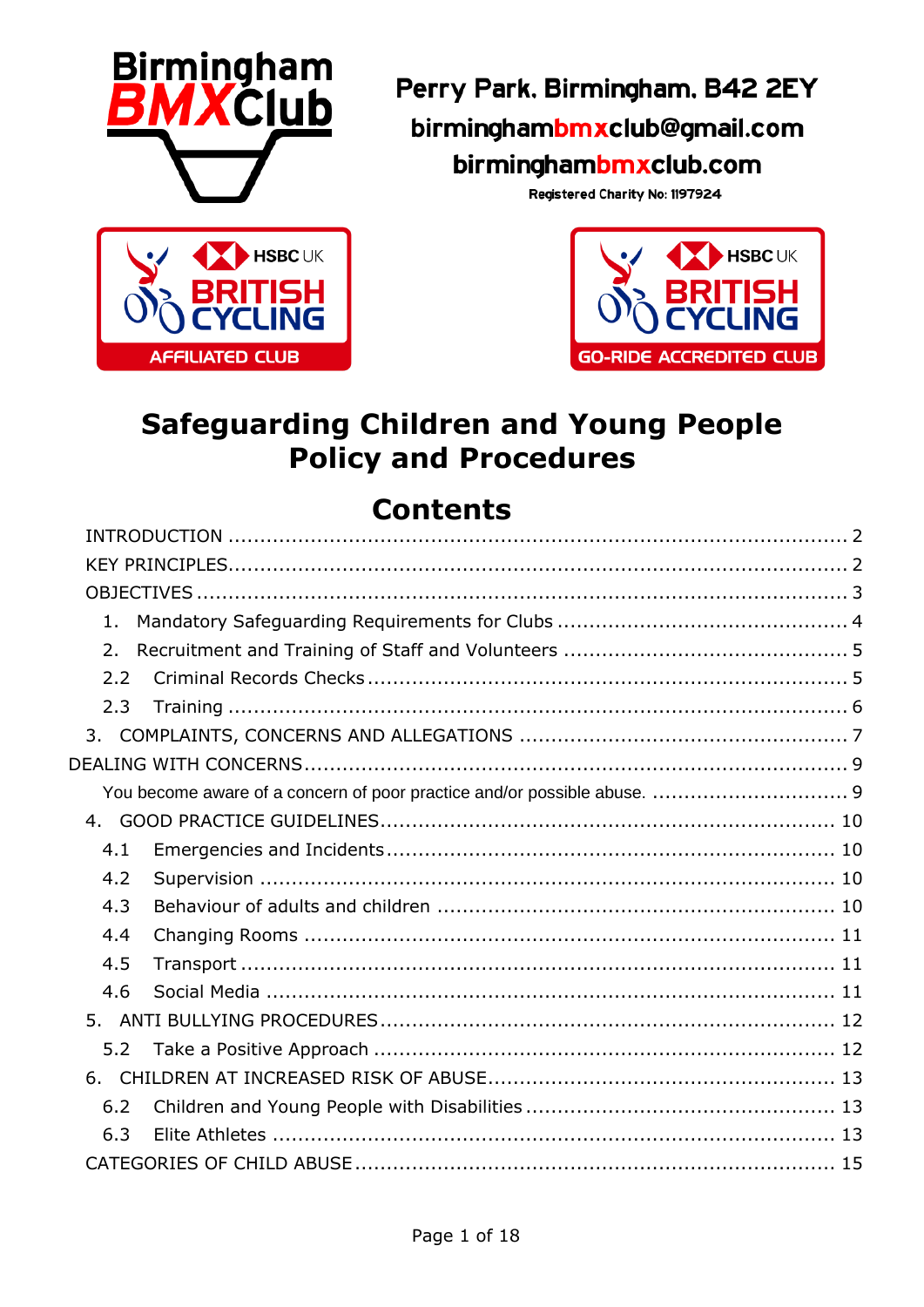Birmingham BMX Club

Perry Park, Birmingham, B42 2EY

birminghambmxclub@gmail.com

birminghambmxclub.com

Registered Charity No: 1197924

HSBC UK BRITISH CYCLING AFFILIATED CLUB

HSBC UK BRITISH CYCLING GO-RIDE ACCREDITED CLUB

# Safeguarding Children and Young People Policy and Procedures

## Contents

INTRODUCTION ........................................................................................ 2
KEY PRINCIPLES....................................................................................... 2
OBJECTIVES ............................................................................................ 3
1. Mandatory Safeguarding Requirements for Clubs ..................................... 4
2. Recruitment and Training of Staff and Volunteers .................................... 5
2.2 Criminal Records Checks .................................................................... 5
2.3 Training ............................................................................................ 6
3. COMPLAINTS, CONCERNS AND ALLEGATIONS ......................................... 7
DEALING WITH CONCERNS ......................................................................... 9
You become aware of a concern of poor practice and/or possible abuse. ........... 9
4. GOOD PRACTICE GUIDELINES ............................................................... 10
4.1 Emergencies and Incidents .................................................................. 10
4.2 Supervision ....................................................................................... 10
4.3 Behaviour of adults and children .......................................................... 10
4.4 Changing Rooms ................................................................................ 11
4.5 Transport .......................................................................................... 11
4.6 Social Media ...................................................................................... 11
5. ANTI BULLYING PROCEDURES ............................................................... 12
5.2 Take a Positive Approach ..................................................................... 12
6. CHILDREN AT INCREASED RISK OF ABUSE .............................................. 13
6.2 Children and Young People with Disabilities ........................................... 13
6.3 Elite Athletes ..................................................................................... 13
CATEGORIES OF CHILD ABUSE .................................................................. 15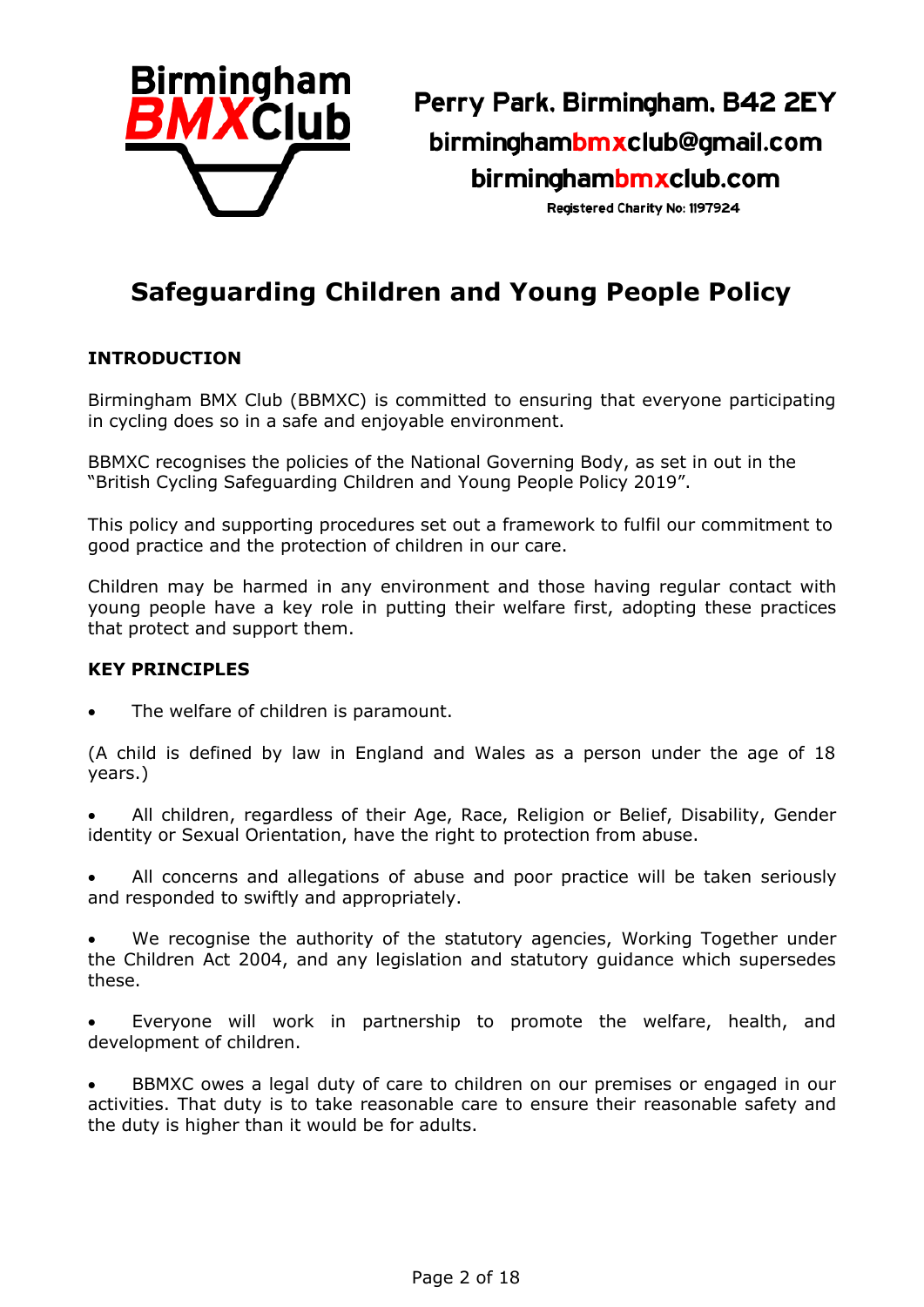Perry Park, Birmingham, B42 2EY
birminghambmxclub@gmail.com
birminghambmxclub.com
Registered Charity No: 1197924

# Safeguarding Children and Young People Policy

## INTRODUCTION

Birmingham BMX Club (BBMXC) is committed to ensuring that everyone participating in cycling does so in a safe and enjoyable environment.

BBMXC recognises the policies of the National Governing Body, as set in out in the "British Cycling Safeguarding Children and Young People Policy 2019".

This policy and supporting procedures set out a framework to fulfil our commitment to good practice and the protection of children in our care.

Children may be harmed in any environment and those having regular contact with young people have a key role in putting their welfare first, adopting these practices that protect and support them.

## KEY PRINCIPLES

- The welfare of children is paramount.

(A child is defined by law in England and Wales as a person under the age of 18 years.)

- All children, regardless of their Age, Race, Religion or Belief, Disability, Gender identity or Sexual Orientation, have the right to protection from abuse.

- All concerns and allegations of abuse and poor practice will be taken seriously and responded to swiftly and appropriately.

- We recognise the authority of the statutory agencies, Working Together under the Children Act 2004, and any legislation and statutory guidance which supersedes these.

- Everyone will work in partnership to promote the welfare, health, and development of children.

- BBMXC owes a legal duty of care to children on our premises or engaged in our activities. That duty is to take reasonable care to ensure their reasonable safety and the duty is higher than it would be for adults.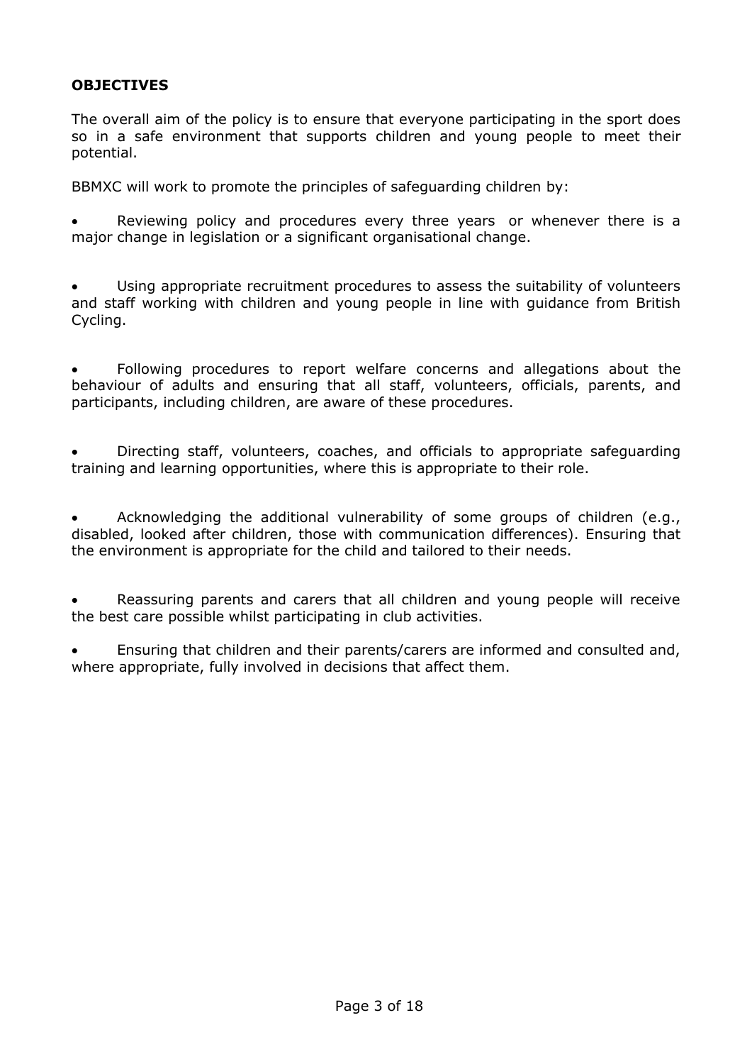**OBJECTIVES**

The overall aim of the policy is to ensure that everyone participating in the sport does so in a safe environment that supports children and young people to meet their potential.

BBMXC will work to promote the principles of safeguarding children by:

- Reviewing policy and procedures every three years or whenever there is a major change in legislation or a significant organisational change.
- Using appropriate recruitment procedures to assess the suitability of volunteers and staff working with children and young people in line with guidance from British Cycling.
- Following procedures to report welfare concerns and allegations about the behaviour of adults and ensuring that all staff, volunteers, officials, parents, and participants, including children, are aware of these procedures.
- Directing staff, volunteers, coaches, and officials to appropriate safeguarding training and learning opportunities, where this is appropriate to their role.
- Acknowledging the additional vulnerability of some groups of children (e.g., disabled, looked after children, those with communication differences). Ensuring that the environment is appropriate for the child and tailored to their needs.
- Reassuring parents and carers that all children and young people will receive the best care possible whilst participating in club activities.
- Ensuring that children and their parents/carers are informed and consulted and, where appropriate, fully involved in decisions that affect them.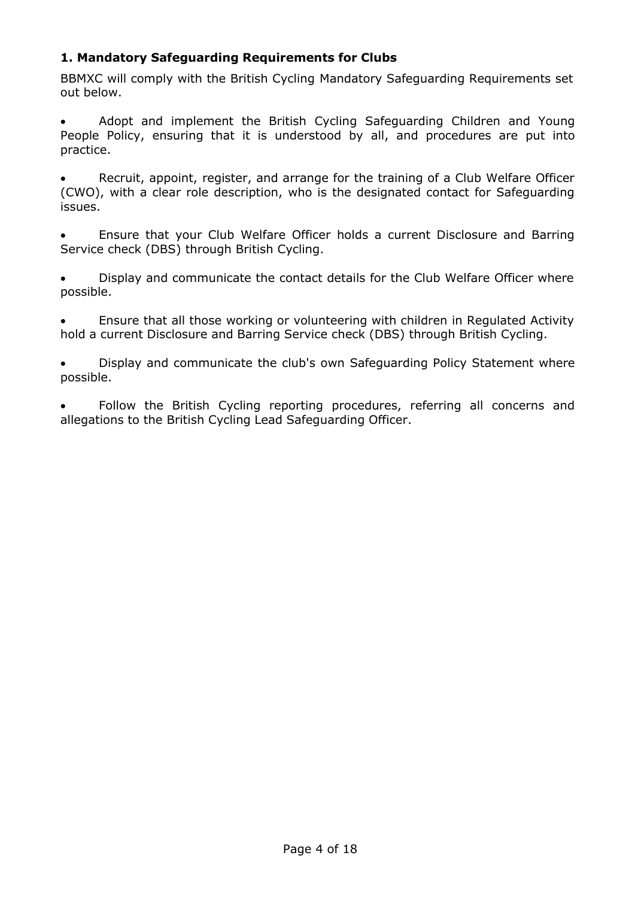### 1. Mandatory Safeguarding Requirements for Clubs

BBMXC will comply with the British Cycling Mandatory Safeguarding Requirements set out below.

- Adopt and implement the British Cycling Safeguarding Children and Young People Policy, ensuring that it is understood by all, and procedures are put into practice.

- Recruit, appoint, register, and arrange for the training of a Club Welfare Officer (CWO), with a clear role description, who is the designated contact for Safeguarding issues.

- Ensure that your Club Welfare Officer holds a current Disclosure and Barring Service check (DBS) through British Cycling.

- Display and communicate the contact details for the Club Welfare Officer where possible.

- Ensure that all those working or volunteering with children in Regulated Activity hold a current Disclosure and Barring Service check (DBS) through British Cycling.

- Display and communicate the club's own Safeguarding Policy Statement where possible.

- Follow the British Cycling reporting procedures, referring all concerns and allegations to the British Cycling Lead Safeguarding Officer.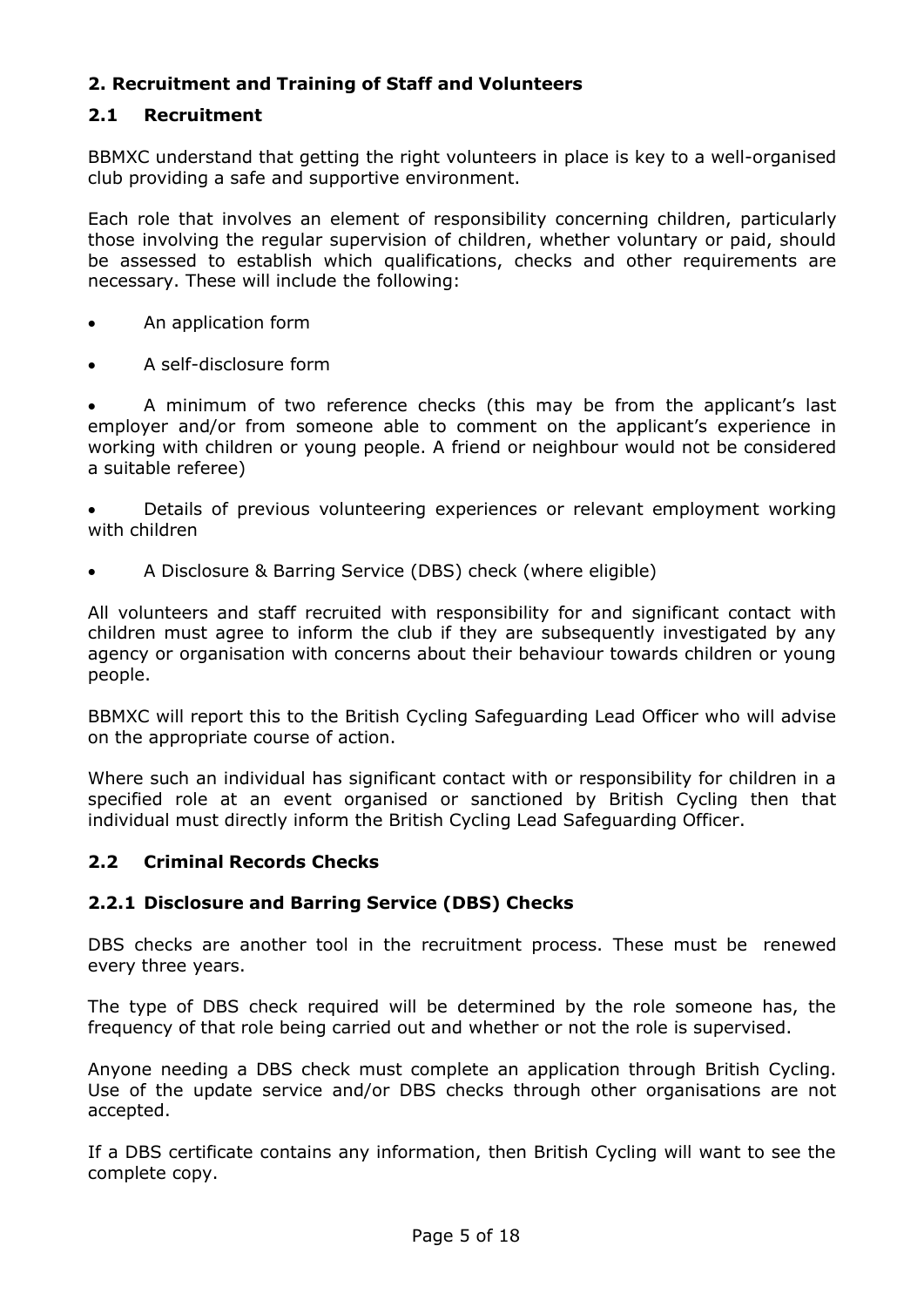## 2. Recruitment and Training of Staff and Volunteers

### 2.1 Recruitment

BBMXC understand that getting the right volunteers in place is key to a well-organised club providing a safe and supportive environment.

Each role that involves an element of responsibility concerning children, particularly those involving the regular supervision of children, whether voluntary or paid, should be assessed to establish which qualifications, checks and other requirements are necessary. These will include the following:

- An application form
- A self-disclosure form
- A minimum of two reference checks (this may be from the applicant's last employer and/or from someone able to comment on the applicant's experience in working with children or young people. A friend or neighbour would not be considered a suitable referee)
- Details of previous volunteering experiences or relevant employment working with children
- A Disclosure & Barring Service (DBS) check (where eligible)

All volunteers and staff recruited with responsibility for and significant contact with children must agree to inform the club if they are subsequently investigated by any agency or organisation with concerns about their behaviour towards children or young people.

BBMXC will report this to the British Cycling Safeguarding Lead Officer who will advise on the appropriate course of action.

Where such an individual has significant contact with or responsibility for children in a specified role at an event organised or sanctioned by British Cycling then that individual must directly inform the British Cycling Lead Safeguarding Officer.

### 2.2 Criminal Records Checks

#### 2.2.1 Disclosure and Barring Service (DBS) Checks

DBS checks are another tool in the recruitment process. These must be renewed every three years.

The type of DBS check required will be determined by the role someone has, the frequency of that role being carried out and whether or not the role is supervised.

Anyone needing a DBS check must complete an application through British Cycling. Use of the update service and/or DBS checks through other organisations are not accepted.

If a DBS certificate contains any information, then British Cycling will want to see the complete copy.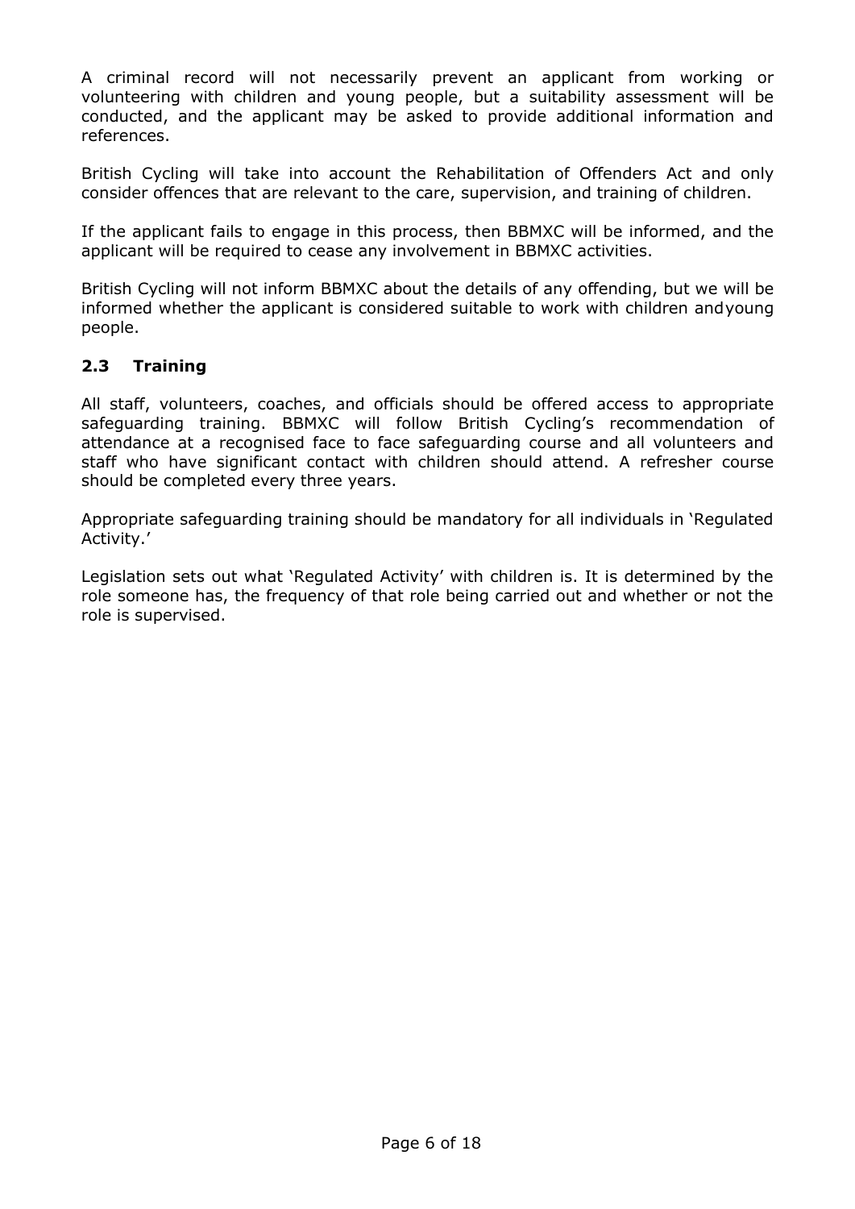A criminal record will not necessarily prevent an applicant from working or volunteering with children and young people, but a suitability assessment will be conducted, and the applicant may be asked to provide additional information and references.

British Cycling will take into account the Rehabilitation of Offenders Act and only consider offences that are relevant to the care, supervision, and training of children.

If the applicant fails to engage in this process, then BBMXC will be informed, and the applicant will be required to cease any involvement in BBMXC activities.

British Cycling will not inform BBMXC about the details of any offending, but we will be informed whether the applicant is considered suitable to work with children andyoung people.

## 2.3 Training

All staff, volunteers, coaches, and officials should be offered access to appropriate safeguarding training. BBMXC will follow British Cycling's recommendation of attendance at a recognised face to face safeguarding course and all volunteers and staff who have significant contact with children should attend. A refresher course should be completed every three years.

Appropriate safeguarding training should be mandatory for all individuals in 'Regulated Activity.'

Legislation sets out what 'Regulated Activity' with children is. It is determined by the role someone has, the frequency of that role being carried out and whether or not the role is supervised.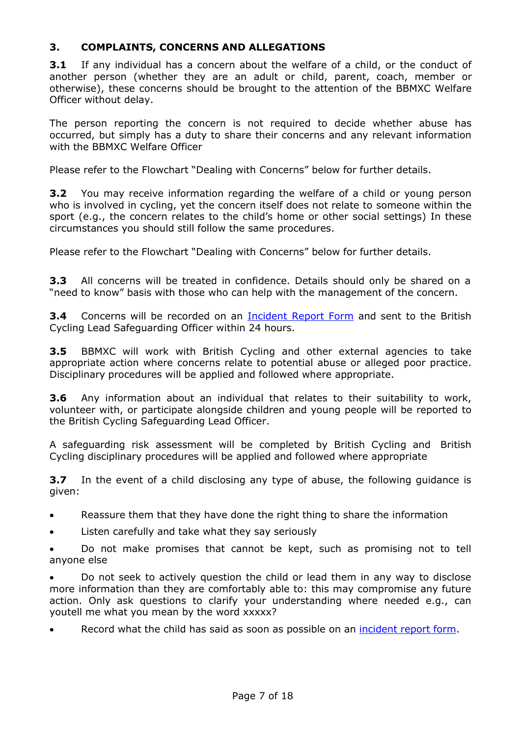## 3. COMPLAINTS, CONCERNS AND ALLEGATIONS

**3.1** If any individual has a concern about the welfare of a child, or the conduct of another person (whether they are an adult or child, parent, coach, member or otherwise), these concerns should be brought to the attention of the BBMXC Welfare Officer without delay.

The person reporting the concern is not required to decide whether abuse has occurred, but simply has a duty to share their concerns and any relevant information with the BBMXC Welfare Officer

Please refer to the Flowchart "Dealing with Concerns" below for further details.

**3.2** You may receive information regarding the welfare of a child or young person who is involved in cycling, yet the concern itself does not relate to someone within the sport (e.g., the concern relates to the child's home or other social settings) In these circumstances you should still follow the same procedures.

Please refer to the Flowchart "Dealing with Concerns" below for further details.

**3.3** All concerns will be treated in confidence. Details should only be shared on a "need to know" basis with those who can help with the management of the concern.

**3.4** Concerns will be recorded on an Incident Report Form and sent to the British Cycling Lead Safeguarding Officer within 24 hours.

**3.5** BBMXC will work with British Cycling and other external agencies to take appropriate action where concerns relate to potential abuse or alleged poor practice. Disciplinary procedures will be applied and followed where appropriate.

**3.6** Any information about an individual that relates to their suitability to work, volunteer with, or participate alongside children and young people will be reported to the British Cycling Safeguarding Lead Officer.

A safeguarding risk assessment will be completed by British Cycling and British Cycling disciplinary procedures will be applied and followed where appropriate

**3.7** In the event of a child disclosing any type of abuse, the following guidance is given:

- Reassure them that they have done the right thing to share the information
- Listen carefully and take what they say seriously
- Do not make promises that cannot be kept, such as promising not to tell anyone else
- Do not seek to actively question the child or lead them in any way to disclose more information than they are comfortably able to: this may compromise any future action. Only ask questions to clarify your understanding where needed e.g., can youtell me what you mean by the word xxxxx?
- Record what the child has said as soon as possible on an incident report form.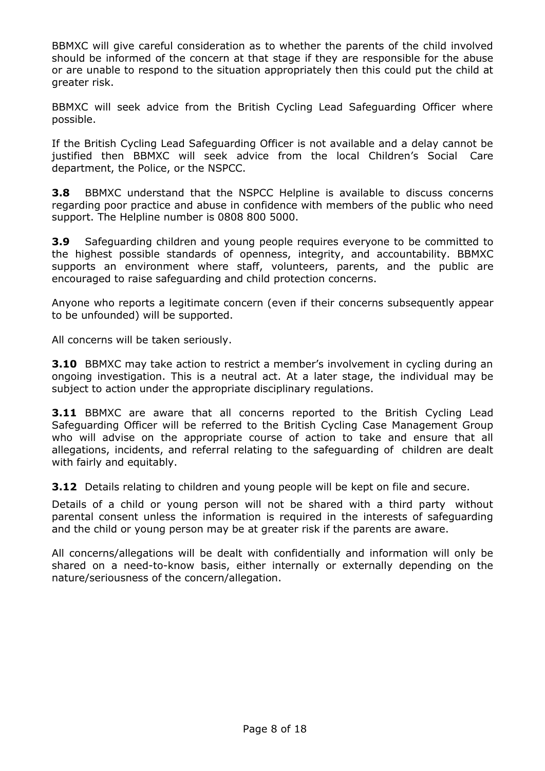BBMXC will give careful consideration as to whether the parents of the child involved should be informed of the concern at that stage if they are responsible for the abuse or are unable to respond to the situation appropriately then this could put the child at greater risk.

BBMXC will seek advice from the British Cycling Lead Safeguarding Officer where possible.

If the British Cycling Lead Safeguarding Officer is not available and a delay cannot be justified then BBMXC will seek advice from the local Children's Social Care department, the Police, or the NSPCC.

**3.8** BBMXC understand that the NSPCC Helpline is available to discuss concerns regarding poor practice and abuse in confidence with members of the public who need support. The Helpline number is 0808 800 5000.

**3.9** Safeguarding children and young people requires everyone to be committed to the highest possible standards of openness, integrity, and accountability. BBMXC supports an environment where staff, volunteers, parents, and the public are encouraged to raise safeguarding and child protection concerns.

Anyone who reports a legitimate concern (even if their concerns subsequently appear to be unfounded) will be supported.

All concerns will be taken seriously.

**3.10** BBMXC may take action to restrict a member's involvement in cycling during an ongoing investigation. This is a neutral act. At a later stage, the individual may be subject to action under the appropriate disciplinary regulations.

**3.11** BBMXC are aware that all concerns reported to the British Cycling Lead Safeguarding Officer will be referred to the British Cycling Case Management Group who will advise on the appropriate course of action to take and ensure that all allegations, incidents, and referral relating to the safeguarding of children are dealt with fairly and equitably.

**3.12** Details relating to children and young people will be kept on file and secure.

Details of a child or young person will not be shared with a third party without parental consent unless the information is required in the interests of safeguarding and the child or young person may be at greater risk if the parents are aware.

All concerns/allegations will be dealt with confidentially and information will only be shared on a need-to-know basis, either internally or externally depending on the nature/seriousness of the concern/allegation.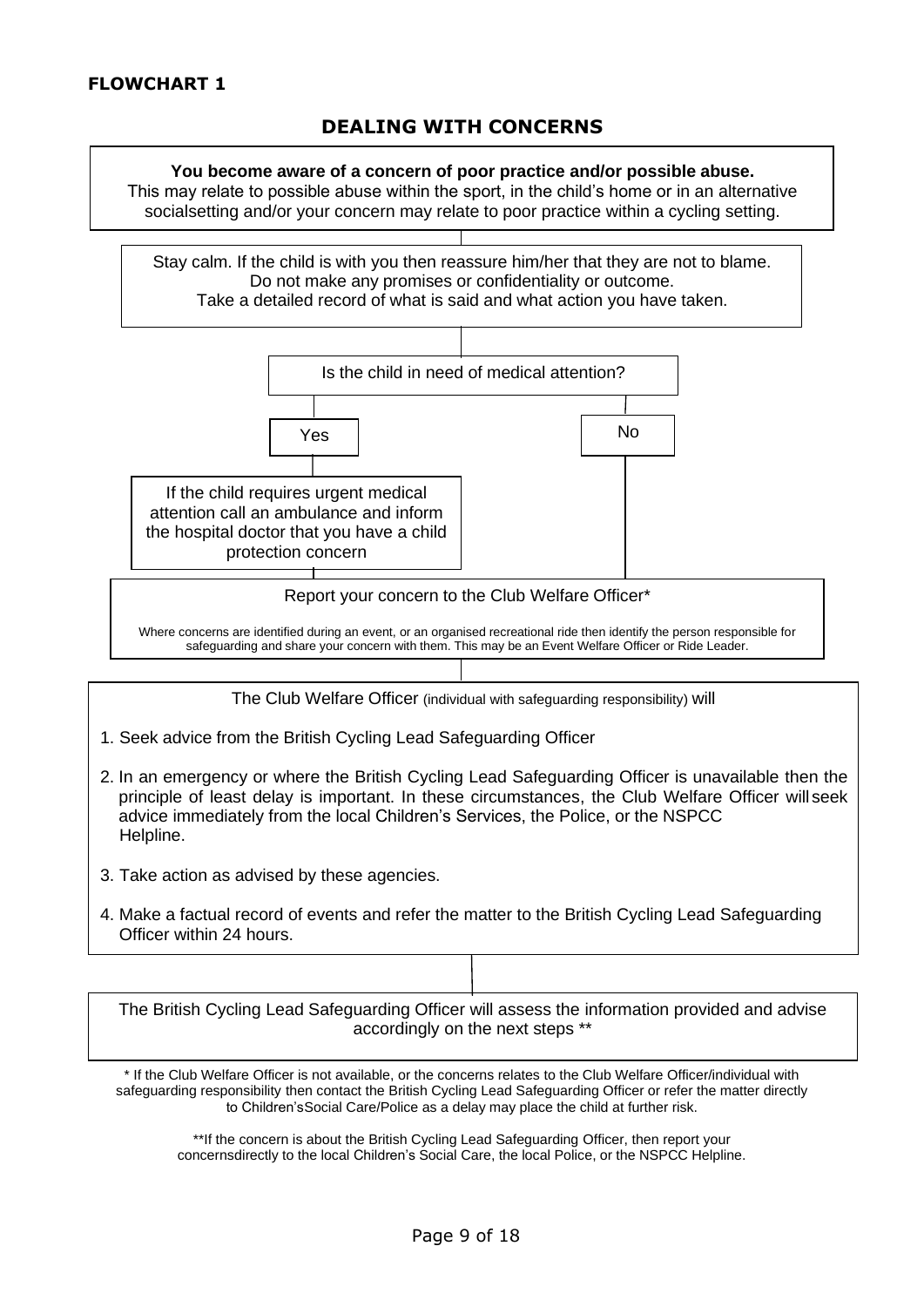**FLOWCHART 1**

## DEALING WITH CONCERNS

**You become aware of a concern of poor practice and/or possible abuse.**
This may relate to possible abuse within the sport, in the child's home or in an alternative socialsetting and/or your concern may relate to poor practice within a cycling setting.

Stay calm. If the child is with you then reassure him/her that they are not to blame.
Do not make any promises or confidentiality or outcome.
Take a detailed record of what is said and what action you have taken.

Is the child in need of medical attention?

Yes

If the child requires urgent medical attention call an ambulance and inform the hospital doctor that you have a child protection concern

No

Report your concern to the Club Welfare Officer*

Where concerns are identified during an event, or an organised recreational ride then identify the person responsible for safeguarding and share your concern with them. This may be an Event Welfare Officer or Ride Leader.

The Club Welfare Officer (individual with safeguarding responsibility) will

1. Seek advice from the British Cycling Lead Safeguarding Officer
2. In an emergency or where the British Cycling Lead Safeguarding Officer is unavailable then the principle of least delay is important. In these circumstances, the Club Welfare Officer willseek advice immediately from the local Children's Services, the Police, or the NSPCC Helpline.
3. Take action as advised by these agencies.
4. Make a factual record of events and refer the matter to the British Cycling Lead Safeguarding Officer within 24 hours.

The British Cycling Lead Safeguarding Officer will assess the information provided and advise accordingly on the next steps **

* If the Club Welfare Officer is not available, or the concerns relates to the Club Welfare Officer/individual with safeguarding responsibility then contact the British Cycling Lead Safeguarding Officer or refer the matter directly to Children'sSocial Care/Police as a delay may place the child at further risk.

**If the concern is about the British Cycling Lead Safeguarding Officer, then report your concernsdirectly to the local Children's Social Care, the local Police, or the NSPCC Helpline.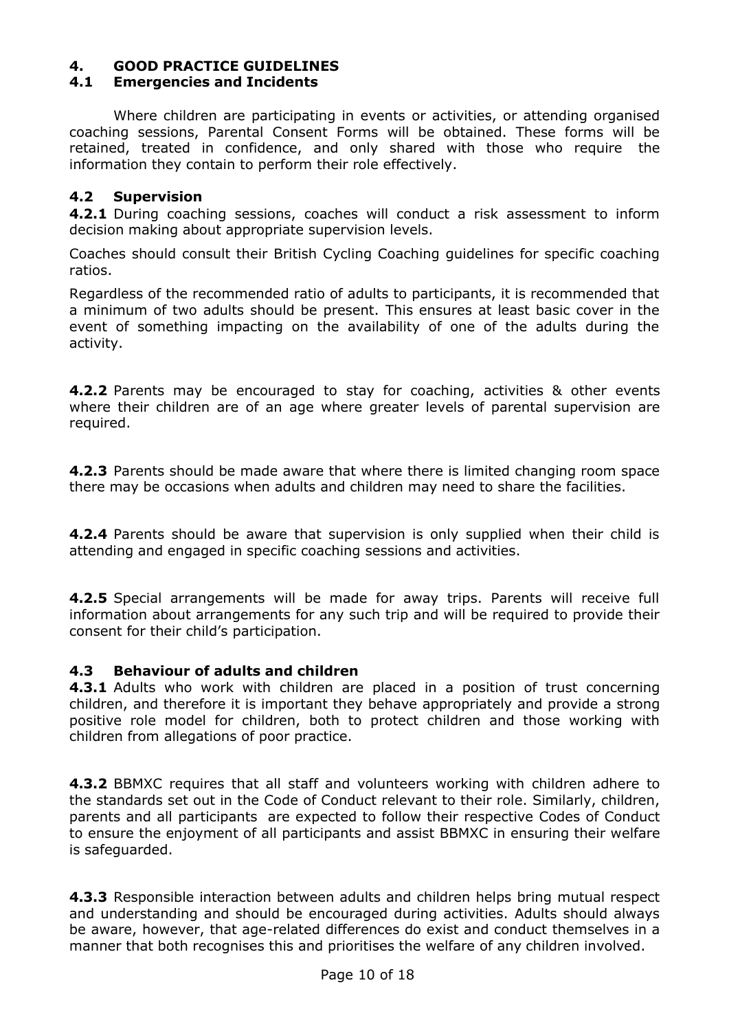## 4. GOOD PRACTICE GUIDELINES

### 4.1 Emergencies and Incidents

Where children are participating in events or activities, or attending organised coaching sessions, Parental Consent Forms will be obtained. These forms will be retained, treated in confidence, and only shared with those who require the information they contain to perform their role effectively.

### 4.2 Supervision

**4.2.1** During coaching sessions, coaches will conduct a risk assessment to inform decision making about appropriate supervision levels.

Coaches should consult their British Cycling Coaching guidelines for specific coaching ratios.

Regardless of the recommended ratio of adults to participants, it is recommended that a minimum of two adults should be present. This ensures at least basic cover in the event of something impacting on the availability of one of the adults during the activity.

**4.2.2** Parents may be encouraged to stay for coaching, activities & other events where their children are of an age where greater levels of parental supervision are required.

**4.2.3** Parents should be made aware that where there is limited changing room space there may be occasions when adults and children may need to share the facilities.

**4.2.4** Parents should be aware that supervision is only supplied when their child is attending and engaged in specific coaching sessions and activities.

**4.2.5** Special arrangements will be made for away trips. Parents will receive full information about arrangements for any such trip and will be required to provide their consent for their child's participation.

### 4.3 Behaviour of adults and children

**4.3.1** Adults who work with children are placed in a position of trust concerning children, and therefore it is important they behave appropriately and provide a strong positive role model for children, both to protect children and those working with children from allegations of poor practice.

**4.3.2** BBMXC requires that all staff and volunteers working with children adhere to the standards set out in the Code of Conduct relevant to their role. Similarly, children, parents and all participants are expected to follow their respective Codes of Conduct to ensure the enjoyment of all participants and assist BBMXC in ensuring their welfare is safeguarded.

**4.3.3** Responsible interaction between adults and children helps bring mutual respect and understanding and should be encouraged during activities. Adults should always be aware, however, that age-related differences do exist and conduct themselves in a manner that both recognises this and prioritises the welfare of any children involved.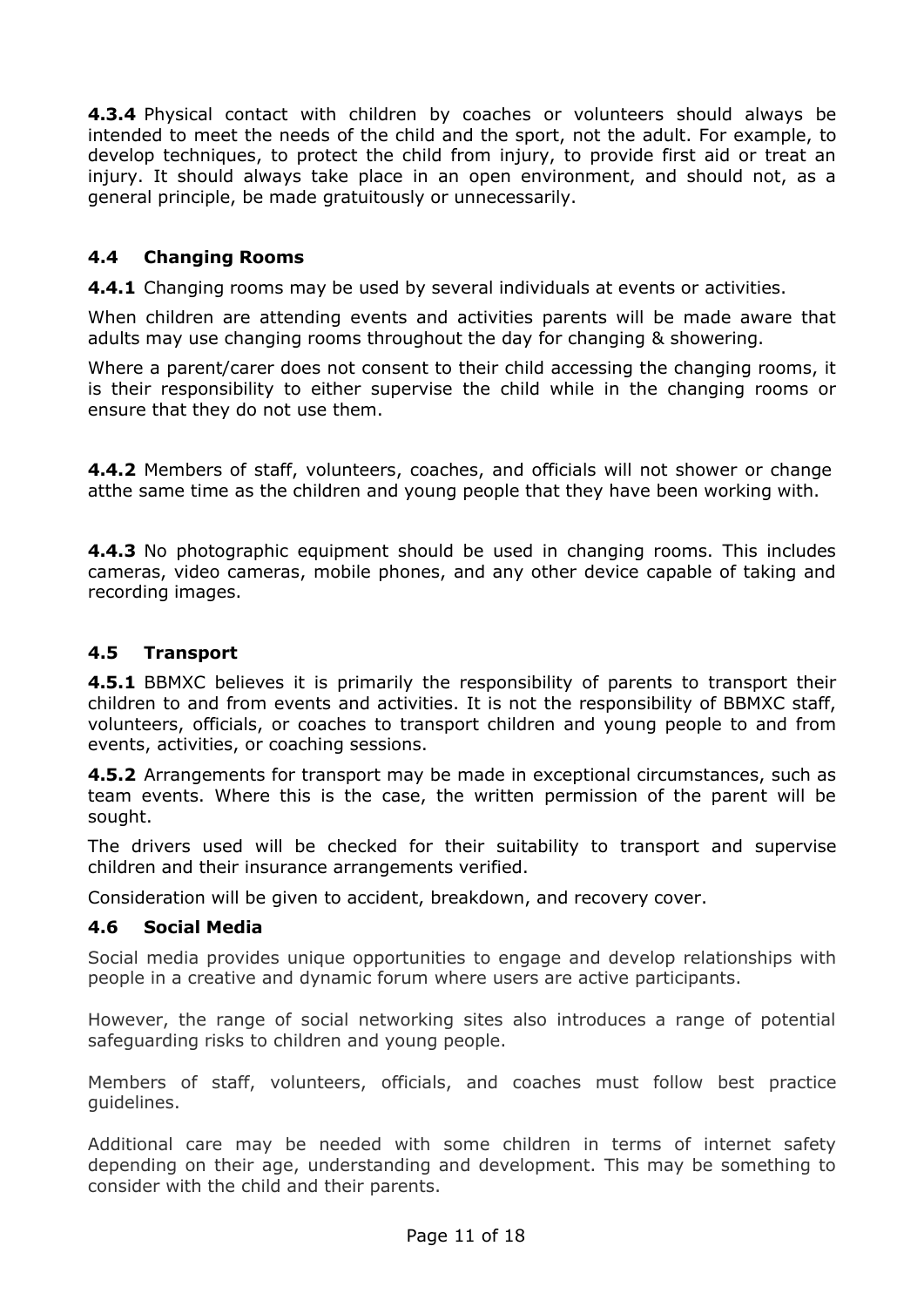**4.3.4** Physical contact with children by coaches or volunteers should always be intended to meet the needs of the child and the sport, not the adult. For example, to develop techniques, to protect the child from injury, to provide first aid or treat an injury. It should always take place in an open environment, and should not, as a general principle, be made gratuitously or unnecessarily.

### 4.4 Changing Rooms

**4.4.1** Changing rooms may be used by several individuals at events or activities.

When children are attending events and activities parents will be made aware that adults may use changing rooms throughout the day for changing & showering.

Where a parent/carer does not consent to their child accessing the changing rooms, it is their responsibility to either supervise the child while in the changing rooms or ensure that they do not use them.

**4.4.2** Members of staff, volunteers, coaches, and officials will not shower or change atthe same time as the children and young people that they have been working with.

**4.4.3** No photographic equipment should be used in changing rooms. This includes cameras, video cameras, mobile phones, and any other device capable of taking and recording images.

### 4.5 Transport

**4.5.1** BBMXC believes it is primarily the responsibility of parents to transport their children to and from events and activities. It is not the responsibility of BBMXC staff, volunteers, officials, or coaches to transport children and young people to and from events, activities, or coaching sessions.

**4.5.2** Arrangements for transport may be made in exceptional circumstances, such as team events. Where this is the case, the written permission of the parent will be sought.

The drivers used will be checked for their suitability to transport and supervise children and their insurance arrangements verified.

Consideration will be given to accident, breakdown, and recovery cover.

### 4.6 Social Media

Social media provides unique opportunities to engage and develop relationships with people in a creative and dynamic forum where users are active participants.

However, the range of social networking sites also introduces a range of potential safeguarding risks to children and young people.

Members of staff, volunteers, officials, and coaches must follow best practice guidelines.

Additional care may be needed with some children in terms of internet safety depending on their age, understanding and development. This may be something to consider with the child and their parents.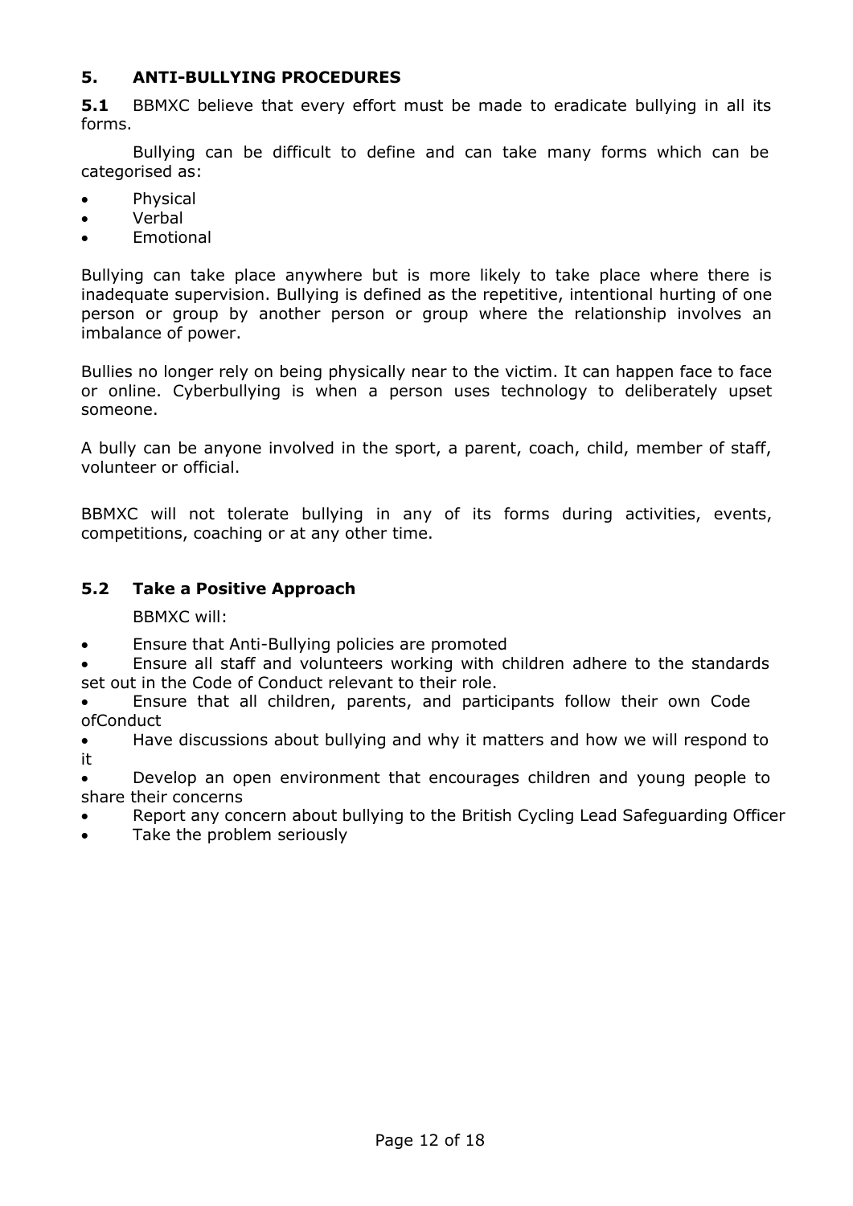## 5. ANTI-BULLYING PROCEDURES

**5.1** BBMXC believe that every effort must be made to eradicate bullying in all its forms.

Bullying can be difficult to define and can take many forms which can be categorised as:

- Physical
- Verbal
- Emotional

Bullying can take place anywhere but is more likely to take place where there is inadequate supervision. Bullying is defined as the repetitive, intentional hurting of one person or group by another person or group where the relationship involves an imbalance of power.

Bullies no longer rely on being physically near to the victim. It can happen face to face or online. Cyberbullying is when a person uses technology to deliberately upset someone.

A bully can be anyone involved in the sport, a parent, coach, child, member of staff, volunteer or official.

BBMXC will not tolerate bullying in any of its forms during activities, events, competitions, coaching or at any other time.

### 5.2 Take a Positive Approach

BBMXC will:

- Ensure that Anti-Bullying policies are promoted
- Ensure all staff and volunteers working with children adhere to the standards set out in the Code of Conduct relevant to their role.
- Ensure that all children, parents, and participants follow their own Code ofConduct
- Have discussions about bullying and why it matters and how we will respond to it
- Develop an open environment that encourages children and young people to share their concerns
- Report any concern about bullying to the British Cycling Lead Safeguarding Officer
- Take the problem seriously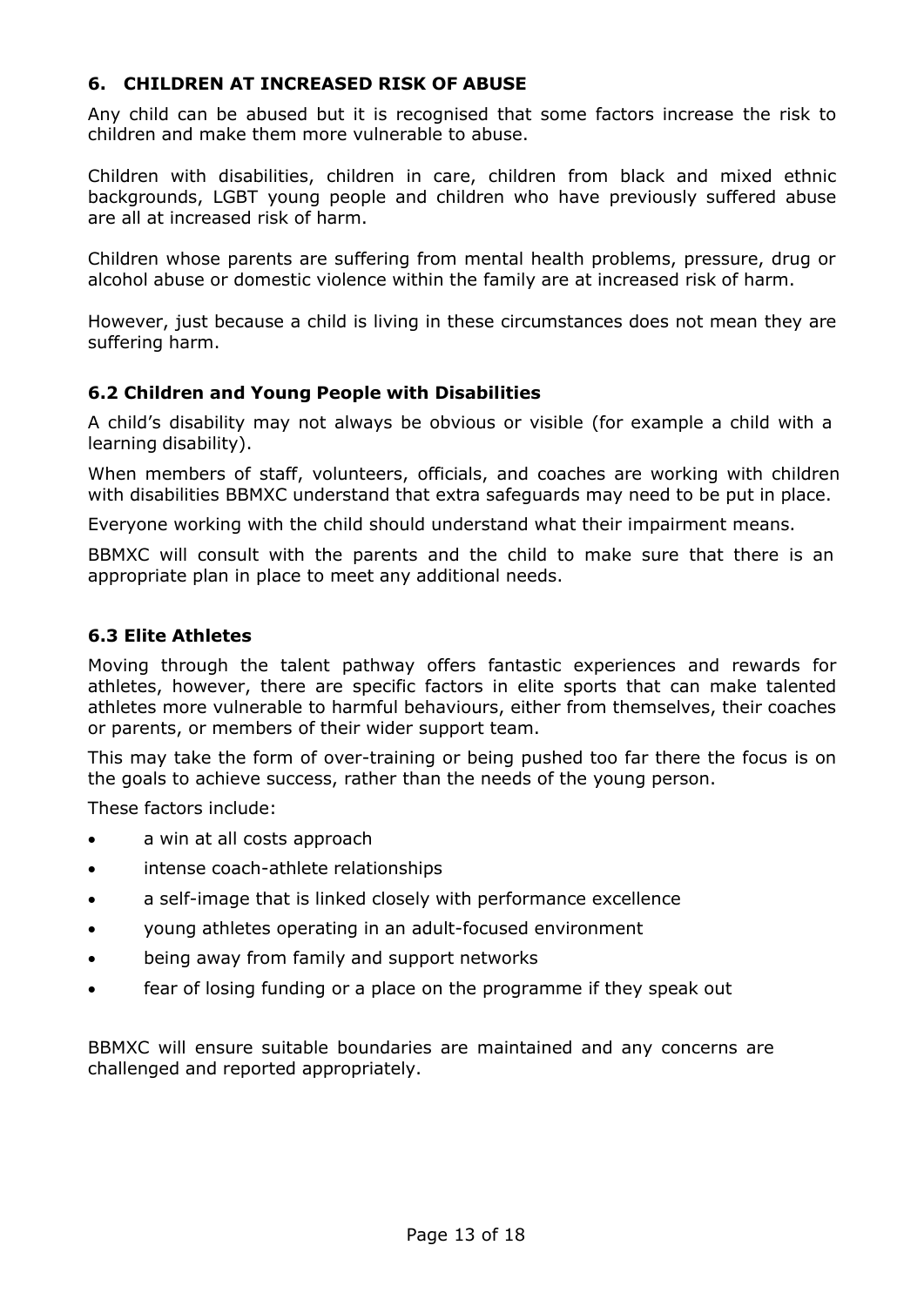## 6. CHILDREN AT INCREASED RISK OF ABUSE

Any child can be abused but it is recognised that some factors increase the risk to children and make them more vulnerable to abuse.

Children with disabilities, children in care, children from black and mixed ethnic backgrounds, LGBT young people and children who have previously suffered abuse are all at increased risk of harm.

Children whose parents are suffering from mental health problems, pressure, drug or alcohol abuse or domestic violence within the family are at increased risk of harm.

However, just because a child is living in these circumstances does not mean they are suffering harm.

### 6.2 Children and Young People with Disabilities

A child's disability may not always be obvious or visible (for example a child with a learning disability).

When members of staff, volunteers, officials, and coaches are working with children with disabilities BBMXC understand that extra safeguards may need to be put in place.

Everyone working with the child should understand what their impairment means.

BBMXC will consult with the parents and the child to make sure that there is an appropriate plan in place to meet any additional needs.

### 6.3 Elite Athletes

Moving through the talent pathway offers fantastic experiences and rewards for athletes, however, there are specific factors in elite sports that can make talented athletes more vulnerable to harmful behaviours, either from themselves, their coaches or parents, or members of their wider support team.

This may take the form of over-training or being pushed too far there the focus is on the goals to achieve success, rather than the needs of the young person.

These factors include:

- a win at all costs approach
- intense coach-athlete relationships
- a self-image that is linked closely with performance excellence
- young athletes operating in an adult-focused environment
- being away from family and support networks
- fear of losing funding or a place on the programme if they speak out

BBMXC will ensure suitable boundaries are maintained and any concerns are challenged and reported appropriately.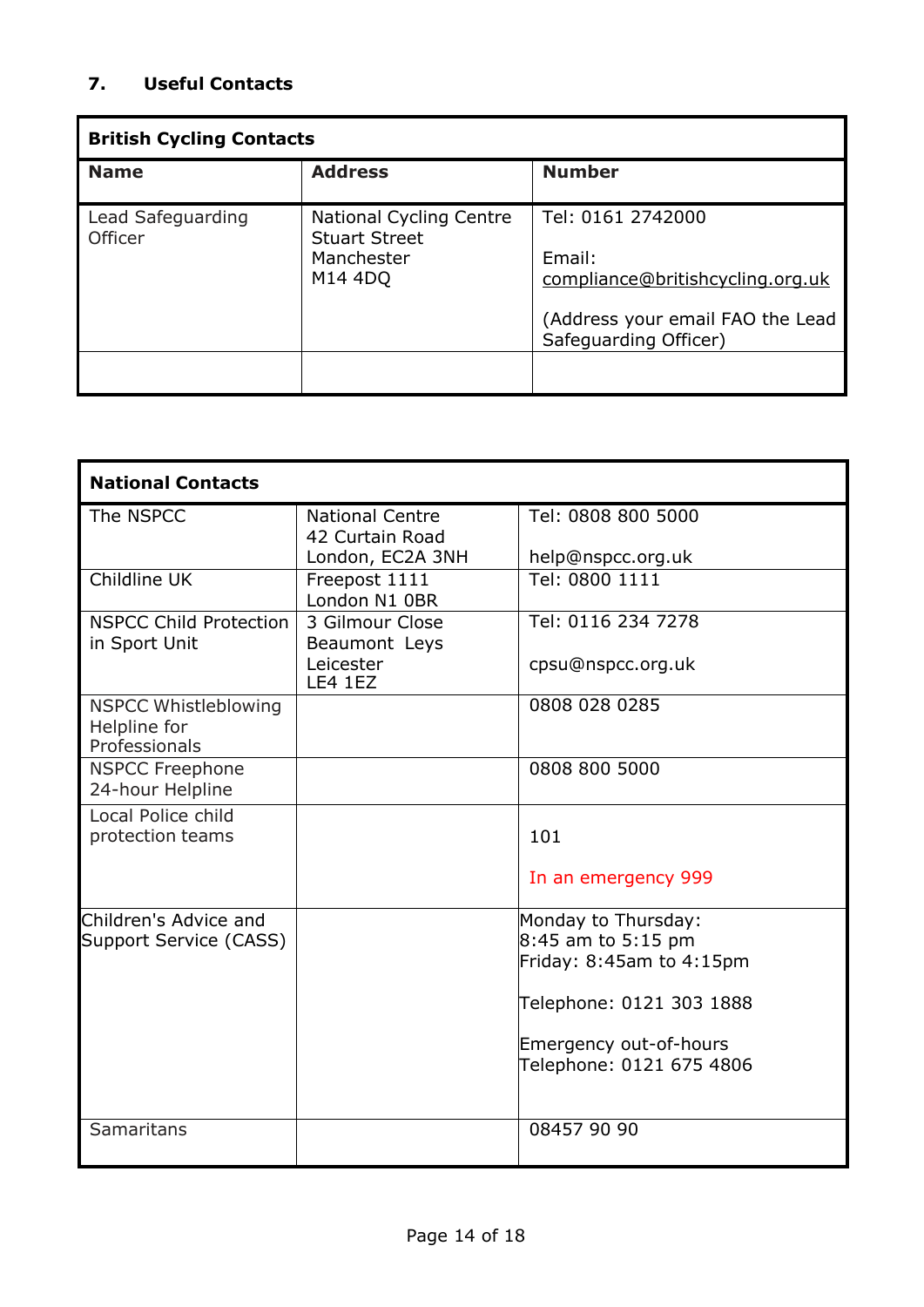## 7. Useful Contacts

| British Cycling Contacts | | |
|---|---|---|
| **Name** | **Address** | **Number** |
| Lead Safeguarding Officer | National Cycling Centre<br>Stuart Street<br>Manchester<br>M14 4DQ | Tel: 0161 2742000<br><br>Email:<br>compliance@britishcycling.org.uk<br><br>(Address your email FAO the Lead Safeguarding Officer) |
| | | |

| National Contacts | | |
|---|---|---|
| The NSPCC | National Centre<br>42 Curtain Road<br>London, EC2A 3NH | Tel: 0808 800 5000<br><br>help@nspcc.org.uk |
| Childline UK | Freepost 1111<br>London N1 0BR | Tel: 0800 1111 |
| NSPCC Child Protection in Sport Unit | 3 Gilmour Close<br>Beaumont Leys<br>Leicester<br>LE4 1EZ | Tel: 0116 234 7278<br><br>cpsu@nspcc.org.uk |
| NSPCC Whistleblowing Helpline for Professionals | | 0808 028 0285 |
| NSPCC Freephone 24-hour Helpline | | 0808 800 5000 |
| Local Police child protection teams | | 101<br><br>In an emergency 999 |
| Children's Advice and Support Service (CASS) | | Monday to Thursday:<br>8:45 am to 5:15 pm<br>Friday: 8:45am to 4:15pm<br><br>Telephone: 0121 303 1888<br><br>Emergency out-of-hours<br>Telephone: 0121 675 4806 |
| Samaritans | | 08457 90 90 |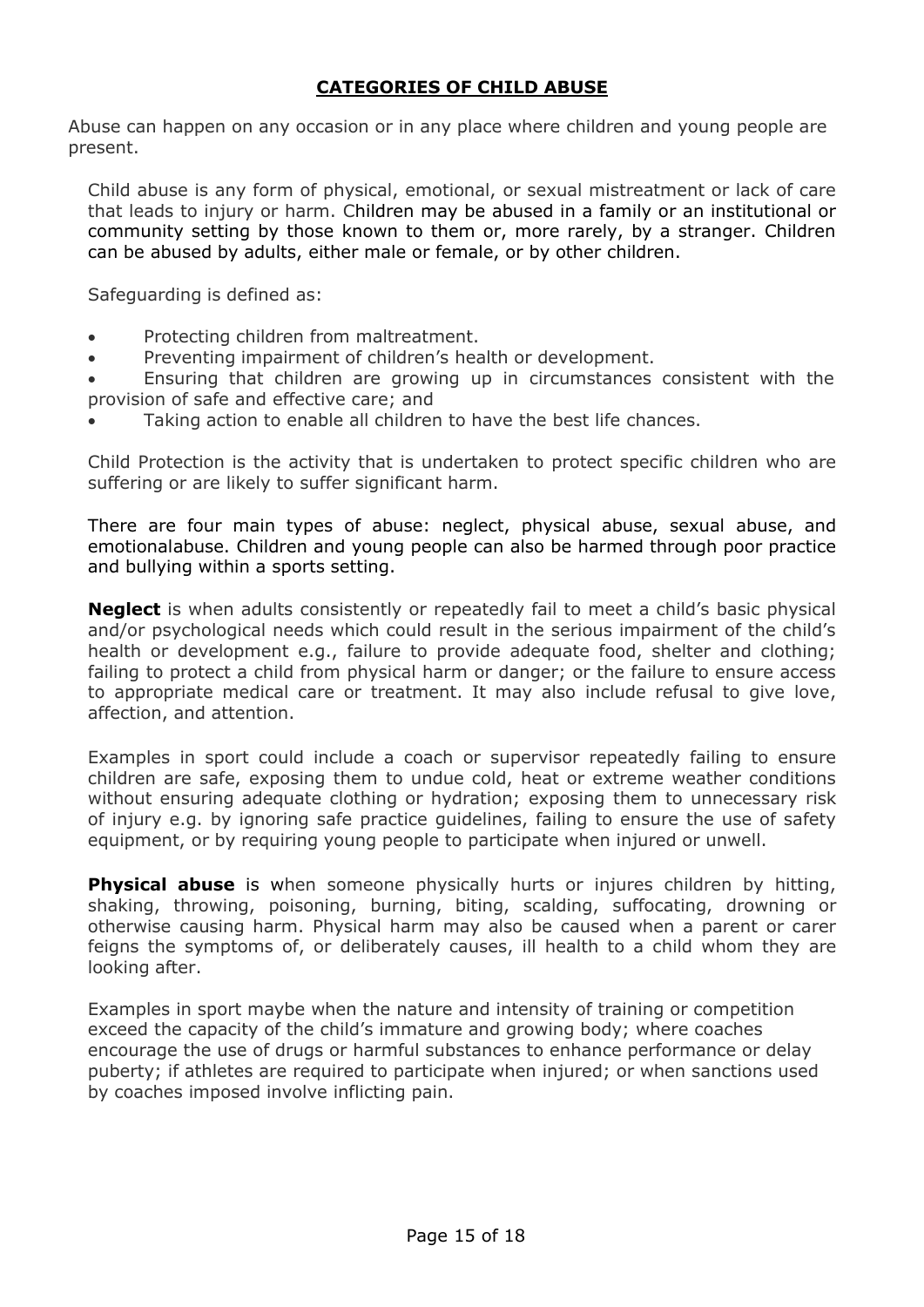## CATEGORIES OF CHILD ABUSE

Abuse can happen on any occasion or in any place where children and young people are present.

Child abuse is any form of physical, emotional, or sexual mistreatment or lack of care that leads to injury or harm. Children may be abused in a family or an institutional or community setting by those known to them or, more rarely, by a stranger. Children can be abused by adults, either male or female, or by other children.

Safeguarding is defined as:

- Protecting children from maltreatment.
- Preventing impairment of children's health or development.
- Ensuring that children are growing up in circumstances consistent with the provision of safe and effective care; and
- Taking action to enable all children to have the best life chances.

Child Protection is the activity that is undertaken to protect specific children who are suffering or are likely to suffer significant harm.

There are four main types of abuse: neglect, physical abuse, sexual abuse, and emotionalabuse. Children and young people can also be harmed through poor practice and bullying within a sports setting.

**Neglect** is when adults consistently or repeatedly fail to meet a child's basic physical and/or psychological needs which could result in the serious impairment of the child's health or development e.g., failure to provide adequate food, shelter and clothing; failing to protect a child from physical harm or danger; or the failure to ensure access to appropriate medical care or treatment. It may also include refusal to give love, affection, and attention.

Examples in sport could include a coach or supervisor repeatedly failing to ensure children are safe, exposing them to undue cold, heat or extreme weather conditions without ensuring adequate clothing or hydration; exposing them to unnecessary risk of injury e.g. by ignoring safe practice guidelines, failing to ensure the use of safety equipment, or by requiring young people to participate when injured or unwell.

**Physical abuse** is when someone physically hurts or injures children by hitting, shaking, throwing, poisoning, burning, biting, scalding, suffocating, drowning or otherwise causing harm. Physical harm may also be caused when a parent or carer feigns the symptoms of, or deliberately causes, ill health to a child whom they are looking after.

Examples in sport maybe when the nature and intensity of training or competition exceed the capacity of the child's immature and growing body; where coaches encourage the use of drugs or harmful substances to enhance performance or delay puberty; if athletes are required to participate when injured; or when sanctions used by coaches imposed involve inflicting pain.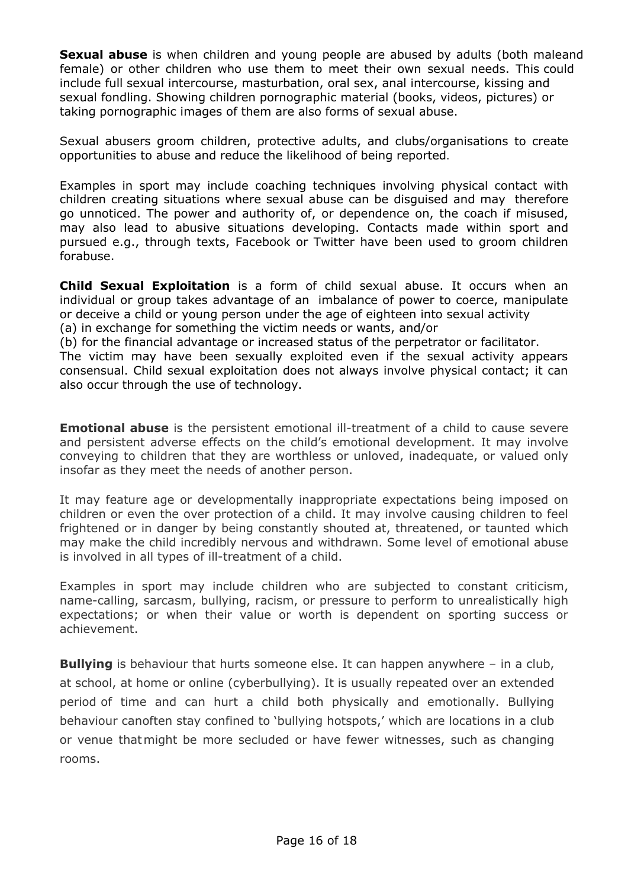**Sexual abuse** is when children and young people are abused by adults (both maleand female) or other children who use them to meet their own sexual needs. This could include full sexual intercourse, masturbation, oral sex, anal intercourse, kissing and sexual fondling. Showing children pornographic material (books, videos, pictures) or taking pornographic images of them are also forms of sexual abuse.

Sexual abusers groom children, protective adults, and clubs/organisations to create opportunities to abuse and reduce the likelihood of being reported.

Examples in sport may include coaching techniques involving physical contact with children creating situations where sexual abuse can be disguised and may therefore go unnoticed. The power and authority of, or dependence on, the coach if misused, may also lead to abusive situations developing. Contacts made within sport and pursued e.g., through texts, Facebook or Twitter have been used to groom children forabuse.

**Child Sexual Exploitation** is a form of child sexual abuse. It occurs when an individual or group takes advantage of an imbalance of power to coerce, manipulate or deceive a child or young person under the age of eighteen into sexual activity
(a) in exchange for something the victim needs or wants, and/or
(b) for the financial advantage or increased status of the perpetrator or facilitator.
The victim may have been sexually exploited even if the sexual activity appears consensual. Child sexual exploitation does not always involve physical contact; it can also occur through the use of technology.

**Emotional abuse** is the persistent emotional ill-treatment of a child to cause severe and persistent adverse effects on the child's emotional development. It may involve conveying to children that they are worthless or unloved, inadequate, or valued only insofar as they meet the needs of another person.

It may feature age or developmentally inappropriate expectations being imposed on children or even the over protection of a child. It may involve causing children to feel frightened or in danger by being constantly shouted at, threatened, or taunted which may make the child incredibly nervous and withdrawn. Some level of emotional abuse is involved in all types of ill-treatment of a child.

Examples in sport may include children who are subjected to constant criticism, name-calling, sarcasm, bullying, racism, or pressure to perform to unrealistically high expectations; or when their value or worth is dependent on sporting success or achievement.

**Bullying** is behaviour that hurts someone else. It can happen anywhere – in a club, at school, at home or online (cyberbullying). It is usually repeated over an extended period of time and can hurt a child both physically and emotionally. Bullying behaviour canoften stay confined to 'bullying hotspots,' which are locations in a club or venue thatmight be more secluded or have fewer witnesses, such as changing rooms.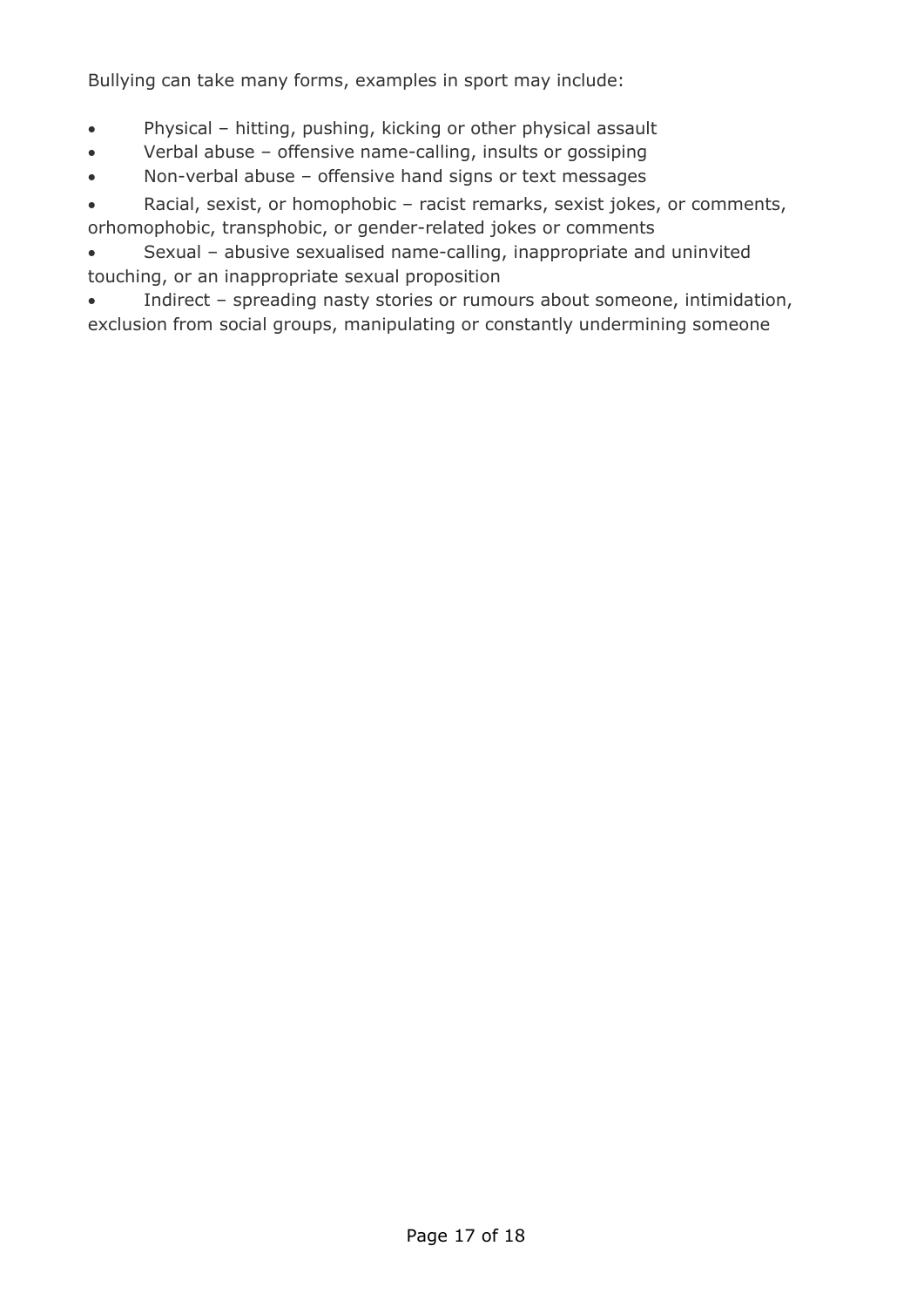Bullying can take many forms, examples in sport may include:

- Physical – hitting, pushing, kicking or other physical assault
- Verbal abuse – offensive name-calling, insults or gossiping
- Non-verbal abuse – offensive hand signs or text messages
- Racial, sexist, or homophobic – racist remarks, sexist jokes, or comments, orhomophobic, transphobic, or gender-related jokes or comments
- Sexual – abusive sexualised name-calling, inappropriate and uninvited touching, or an inappropriate sexual proposition
- Indirect – spreading nasty stories or rumours about someone, intimidation, exclusion from social groups, manipulating or constantly undermining someone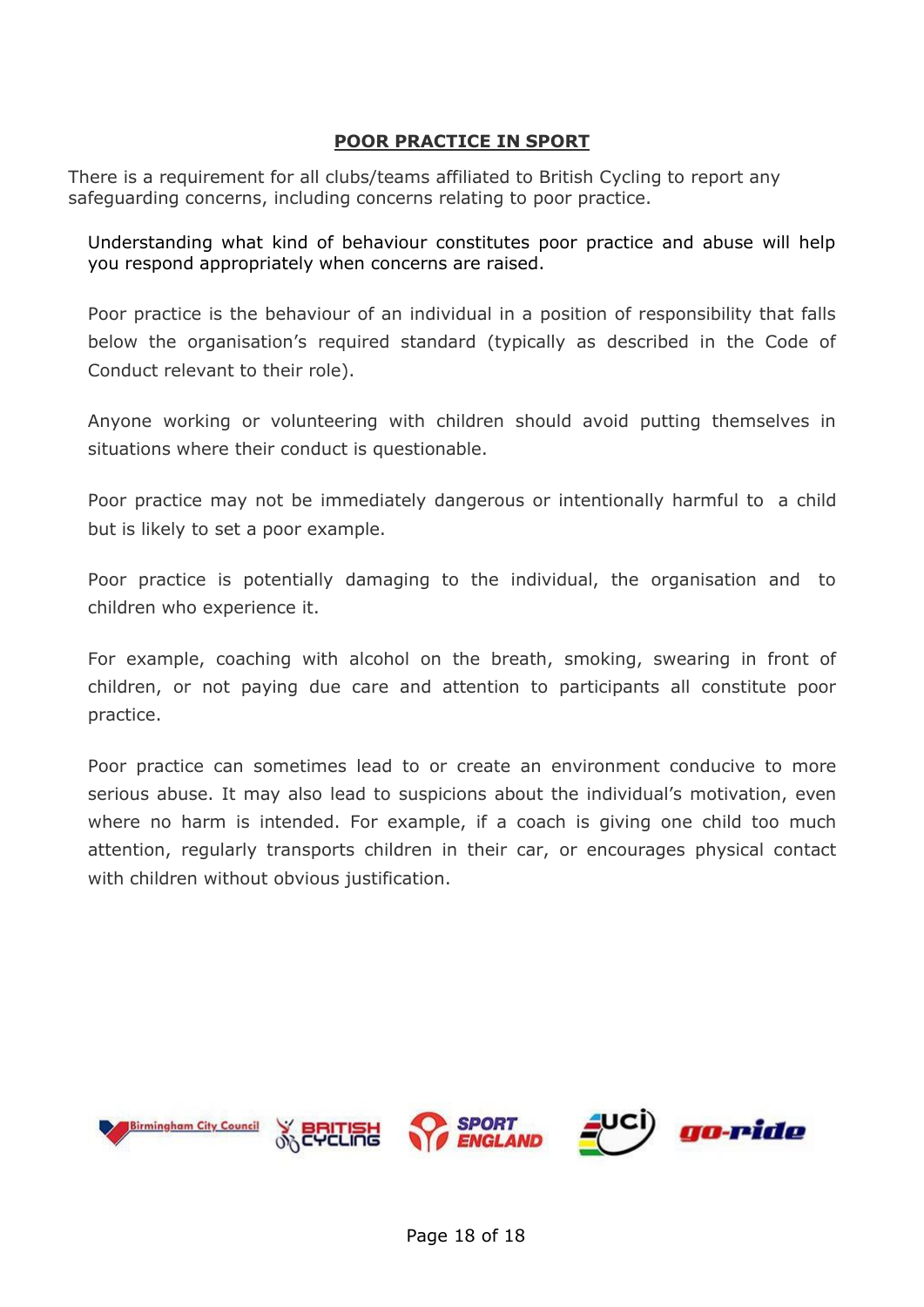## POOR PRACTICE IN SPORT

There is a requirement for all clubs/teams affiliated to British Cycling to report any safeguarding concerns, including concerns relating to poor practice.

Understanding what kind of behaviour constitutes poor practice and abuse will help you respond appropriately when concerns are raised.

Poor practice is the behaviour of an individual in a position of responsibility that falls below the organisation's required standard (typically as described in the Code of Conduct relevant to their role).

Anyone working or volunteering with children should avoid putting themselves in situations where their conduct is questionable.

Poor practice may not be immediately dangerous or intentionally harmful to a child but is likely to set a poor example.

Poor practice is potentially damaging to the individual, the organisation and to children who experience it.

For example, coaching with alcohol on the breath, smoking, swearing in front of children, or not paying due care and attention to participants all constitute poor practice.

Poor practice can sometimes lead to or create an environment conducive to more serious abuse. It may also lead to suspicions about the individual's motivation, even where no harm is intended. For example, if a coach is giving one child too much attention, regularly transports children in their car, or encourages physical contact with children without obvious justification.